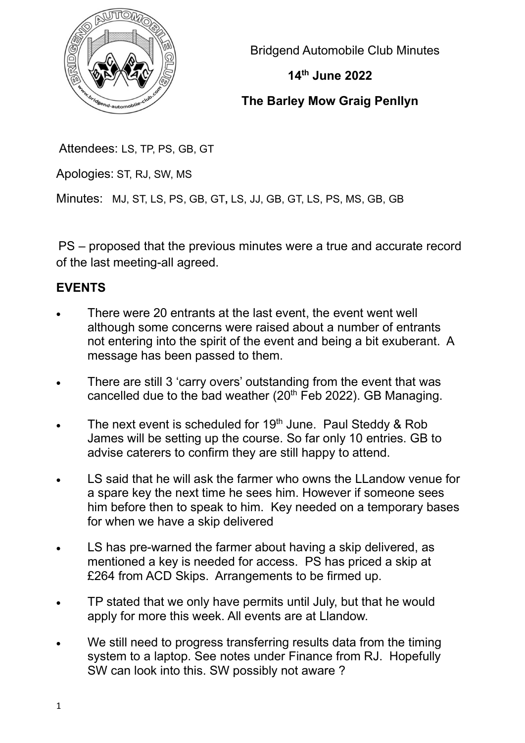Bridgend Automobile Club Minutes

**14th June 2022**

**The Barley Mow Graig Penllyn**

Attendees: LS, TP, PS, GB, GT

Apologies: ST, RJ, SW, MS

Minutes: MJ, ST, LS, PS, GB, GT**,** LS, JJ, GB, GT, LS, PS, MS, GB, GB

PS – proposed that the previous minutes were a true and accurate record of the last meeting-all agreed.

## EVENTS

- There were 20 entrants at the last event, the event went well although some concerns were raised about a number of entrants not entering into the spirit of the event and being a bit exuberant. A message has been passed to them.
- There are still 3 'carry overs' outstanding from the event that was cancelled due to the bad weather (20th Feb 2022). GB Managing.
- The next event is scheduled for 19th June. Paul Steddy & Rob James will be setting up the course. So far only 10 entries. GB to advise caterers to confirm they are still happy to attend.
- LS said that he will ask the farmer who owns the LLandow venue for a spare key the next time he sees him. However if someone sees him before then to speak to him. Key needed on a temporary bases for when we have a skip delivered
- LS has pre-warned the farmer about having a skip delivered, as mentioned a key is needed for access. PS has priced a skip at £264 from ACD Skips. Arrangements to be firmed up.
- TP stated that we only have permits until July, but that he would apply for more this week. All events are at Llandow.
- We still need to progress transferring results data from the timing system to a laptop. See notes under Finance from RJ. Hopefully SW can look into this. SW possibly not aware ?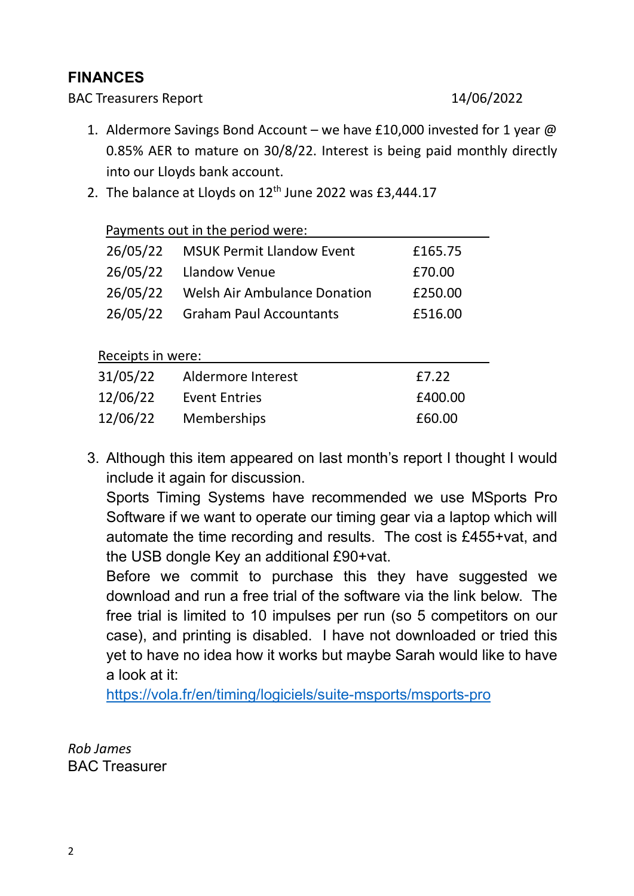## FINANCES

BAC Treasurers Report 14/06/2022

1. Aldermore Savings Bond Account – we have £10,000 invested for 1 year @ 0.85% AER to mature on 30/8/22. Interest is being paid monthly directly into our Lloyds bank account.
2. The balance at Lloyds on 12th June 2022 was £3,444.17

| Payments out in the period were: | | |
|---|---|---|
| 26/05/22 | MSUK Permit Llandow Event | £165.75 |
| 26/05/22 | Llandow Venue | £70.00 |
| 26/05/22 | Welsh Air Ambulance Donation | £250.00 |
| 26/05/22 | Graham Paul Accountants | £516.00 |

| Receipts in were: | | |
|---|---|---|
| 31/05/22 | Aldermore Interest | £7.22 |
| 12/06/22 | Event Entries | £400.00 |
| 12/06/22 | Memberships | £60.00 |

3. Although this item appeared on last month's report I thought I would include it again for discussion.
   Sports Timing Systems have recommended we use MSports Pro Software if we want to operate our timing gear via a laptop which will automate the time recording and results. The cost is £455+vat, and the USB dongle Key an additional £90+vat.
   Before we commit to purchase this they have suggested we download and run a free trial of the software via the link below. The free trial is limited to 10 impulses per run (so 5 competitors on our case), and printing is disabled. I have not downloaded or tried this yet to have no idea how it works but maybe Sarah would like to have a look at it:
   https://vola.fr/en/timing/logiciels/suite-msports/msports-pro

*Rob James*
BAC Treasurer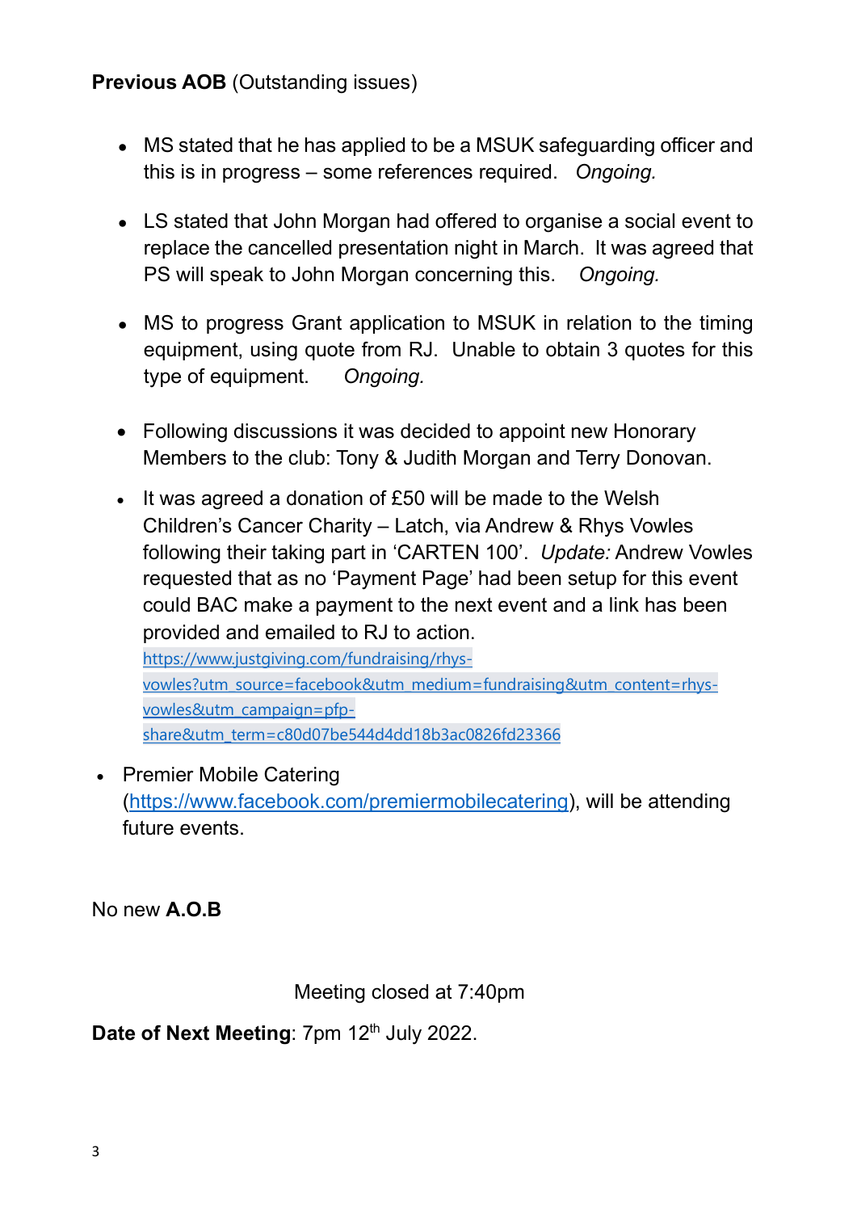**Previous AOB** (Outstanding issues)

- MS stated that he has applied to be a MSUK safeguarding officer and this is in progress – some references required. *Ongoing.*

- LS stated that John Morgan had offered to organise a social event to replace the cancelled presentation night in March. It was agreed that PS will speak to John Morgan concerning this. *Ongoing.*

- MS to progress Grant application to MSUK in relation to the timing equipment, using quote from RJ. Unable to obtain 3 quotes for this type of equipment. *Ongoing.*

- Following discussions it was decided to appoint new Honorary Members to the club: Tony & Judith Morgan and Terry Donovan.

- It was agreed a donation of £50 will be made to the Welsh Children's Cancer Charity – Latch, via Andrew & Rhys Vowles following their taking part in 'CARTEN 100'. *Update:* Andrew Vowles requested that as no 'Payment Page' had been setup for this event could BAC make a payment to the next event and a link has been provided and emailed to RJ to action. https://www.justgiving.com/fundraising/rhys-vowles?utm_source=facebook&utm_medium=fundraising&utm_content=rhys-vowles&utm_campaign=pfp-share&utm_term=c80d07be544d4dd18b3ac0826fd23366

- Premier Mobile Catering (https://www.facebook.com/premiermobilecatering), will be attending future events.

No new **A.O.B**

Meeting closed at 7:40pm

**Date of Next Meeting**: 7pm 12th July 2022.